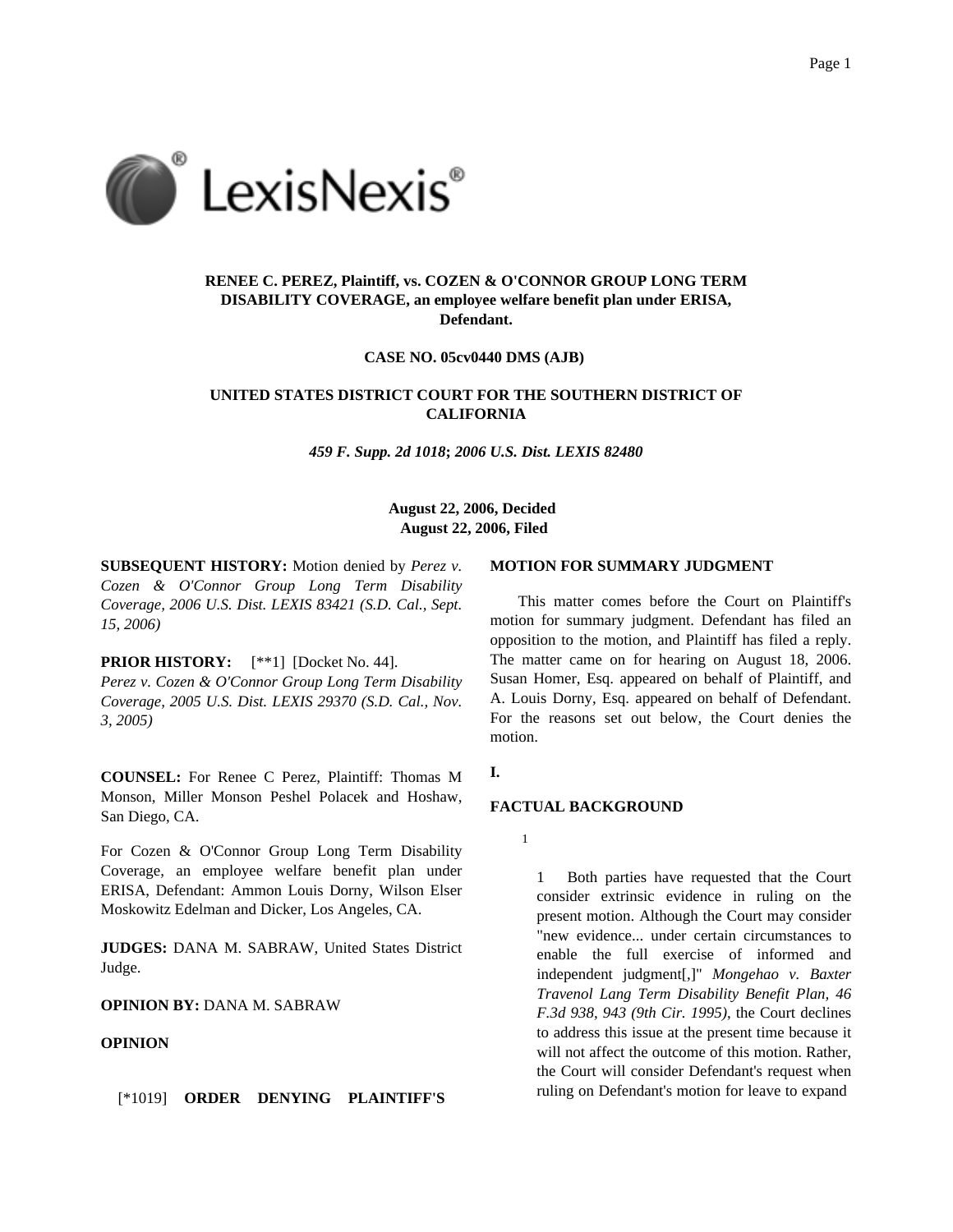**RENEE C. PEREZ, Plaintiff, vs. COZEN & O'CONNOR GROUP LONG TERM DISABILITY COVERAGE, an employee welfare benefit plan under ERISA, Defendant.**

**CASE NO. 05cv0440 DMS (AJB)**

**UNITED STATES DISTRICT COURT FOR THE SOUTHERN DISTRICT OF CALIFORNIA**

***459 F. Supp. 2d 1018*; *2006 U.S. Dist. LEXIS 82480***

**August 22, 2006, Decided**
**August 22, 2006, Filed**

**SUBSEQUENT HISTORY:** Motion denied by *Perez v. Cozen & O'Connor Group Long Term Disability Coverage, 2006 U.S. Dist. LEXIS 83421 (S.D. Cal., Sept. 15, 2006)*

**PRIOR HISTORY:** [**1] [Docket No. 44].
*Perez v. Cozen & O'Connor Group Long Term Disability Coverage, 2005 U.S. Dist. LEXIS 29370 (S.D. Cal., Nov. 3, 2005)*

**COUNSEL:** For Renee C Perez, Plaintiff: Thomas M Monson, Miller Monson Peshel Polacek and Hoshaw, San Diego, CA.

For Cozen & O'Connor Group Long Term Disability Coverage, an employee welfare benefit plan under ERISA, Defendant: Ammon Louis Dorny, Wilson Elser Moskowitz Edelman and Dicker, Los Angeles, CA.

**JUDGES:** DANA M. SABRAW, United States District Judge.

**OPINION BY:** DANA M. SABRAW

**OPINION**

[*1019] **ORDER DENYING PLAINTIFF'S MOTION FOR SUMMARY JUDGMENT**

This matter comes before the Court on Plaintiff's motion for summary judgment. Defendant has filed an opposition to the motion, and Plaintiff has filed a reply. The matter came on for hearing on August 18, 2006. Susan Homer, Esq. appeared on behalf of Plaintiff, and A. Louis Dorny, Esq. appeared on behalf of Defendant. For the reasons set out below, the Court denies the motion.

**I.**

**FACTUAL BACKGROUND**

[1]

1 Both parties have requested that the Court consider extrinsic evidence in ruling on the present motion. Although the Court may consider "new evidence... under certain circumstances to enable the full exercise of informed and independent judgment[,]" *Mongehao v. Baxter Travenol Lang Term Disability Benefit Plan, 46 F.3d 938, 943 (9th Cir. 1995)*, the Court declines to address this issue at the present time because it will not affect the outcome of this motion. Rather, the Court will consider Defendant's request when ruling on Defendant's motion for leave to expand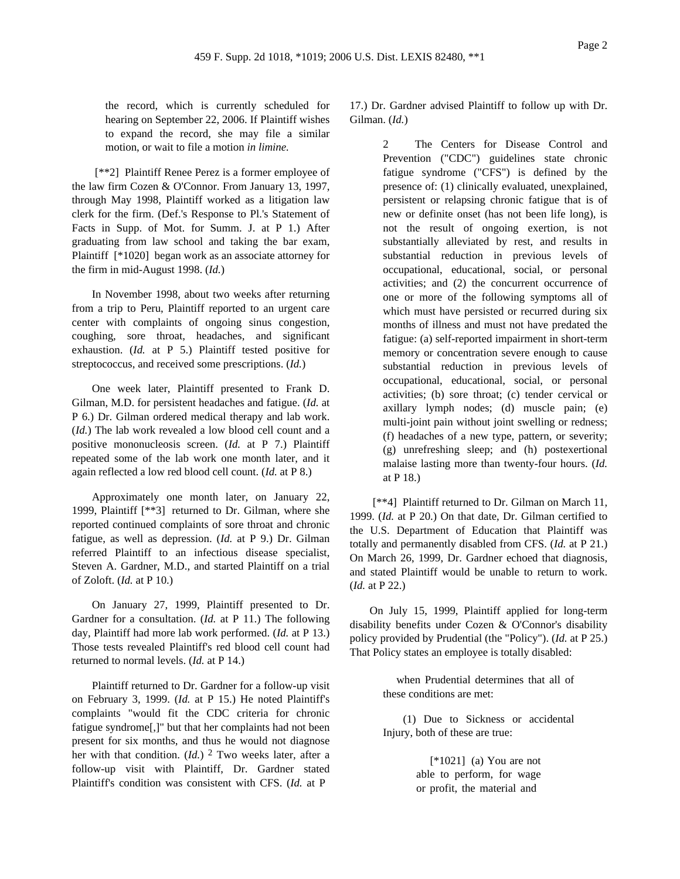the record, which is currently scheduled for hearing on September 22, 2006. If Plaintiff wishes to expand the record, she may file a similar motion, or wait to file a motion *in limine*.

[**2] Plaintiff Renee Perez is a former employee of the law firm Cozen & O'Connor. From January 13, 1997, through May 1998, Plaintiff worked as a litigation law clerk for the firm. (Def.'s Response to Pl.'s Statement of Facts in Supp. of Mot. for Summ. J. at P 1.) After graduating from law school and taking the bar exam, Plaintiff [*1020] began work as an associate attorney for the firm in mid-August 1998. (*Id.*)

In November 1998, about two weeks after returning from a trip to Peru, Plaintiff reported to an urgent care center with complaints of ongoing sinus congestion, coughing, sore throat, headaches, and significant exhaustion. (*Id.* at P 5.) Plaintiff tested positive for streptococcus, and received some prescriptions. (*Id.*)

One week later, Plaintiff presented to Frank D. Gilman, M.D. for persistent headaches and fatigue. (*Id.* at P 6.) Dr. Gilman ordered medical therapy and lab work. (*Id.*) The lab work revealed a low blood cell count and a positive mononucleosis screen. (*Id.* at P 7.) Plaintiff repeated some of the lab work one month later, and it again reflected a low red blood cell count. (*Id.* at P 8.)

Approximately one month later, on January 22, 1999, Plaintiff [**3] returned to Dr. Gilman, where she reported continued complaints of sore throat and chronic fatigue, as well as depression. (*Id.* at P 9.) Dr. Gilman referred Plaintiff to an infectious disease specialist, Steven A. Gardner, M.D., and started Plaintiff on a trial of Zoloft. (*Id.* at P 10.)

On January 27, 1999, Plaintiff presented to Dr. Gardner for a consultation. (*Id.* at P 11.) The following day, Plaintiff had more lab work performed. (*Id.* at P 13.) Those tests revealed Plaintiff's red blood cell count had returned to normal levels. (*Id.* at P 14.)

Plaintiff returned to Dr. Gardner for a follow-up visit on February 3, 1999. (*Id.* at P 15.) He noted Plaintiff's complaints "would fit the CDC criteria for chronic fatigue syndrome[,]" but that her complaints had not been present for six months, and thus he would not diagnose her with that condition. (*Id.*) [2] Two weeks later, after a follow-up visit with Plaintiff, Dr. Gardner stated Plaintiff's condition was consistent with CFS. (*Id.* at P 17.) Dr. Gardner advised Plaintiff to follow up with Dr. Gilman. (*Id.*)

> 2 The Centers for Disease Control and Prevention ("CDC") guidelines state chronic fatigue syndrome ("CFS") is defined by the presence of: (1) clinically evaluated, unexplained, persistent or relapsing chronic fatigue that is of new or definite onset (has not been life long), is not the result of ongoing exertion, is not substantially alleviated by rest, and results in substantial reduction in previous levels of occupational, educational, social, or personal activities; and (2) the concurrent occurrence of one or more of the following symptoms all of which must have persisted or recurred during six months of illness and must not have predated the fatigue: (a) self-reported impairment in short-term memory or concentration severe enough to cause substantial reduction in previous levels of occupational, educational, social, or personal activities; (b) sore throat; (c) tender cervical or axillary lymph nodes; (d) muscle pain; (e) multi-joint pain without joint swelling or redness; (f) headaches of a new type, pattern, or severity; (g) unrefreshing sleep; and (h) postexertional malaise lasting more than twenty-four hours. (*Id.* at P 18.)

[**4] Plaintiff returned to Dr. Gilman on March 11, 1999. (*Id.* at P 20.) On that date, Dr. Gilman certified to the U.S. Department of Education that Plaintiff was totally and permanently disabled from CFS. (*Id.* at P 21.) On March 26, 1999, Dr. Gardner echoed that diagnosis, and stated Plaintiff would be unable to return to work. (*Id.* at P 22.)

On July 15, 1999, Plaintiff applied for long-term disability benefits under Cozen & O'Connor's disability policy provided by Prudential (the "Policy"). (*Id.* at P 25.) That Policy states an employee is totally disabled:

> when Prudential determines that all of these conditions are met:
>
> (1) Due to Sickness or accidental Injury, both of these are true:
>
> > [*1021] (a) You are not able to perform, for wage or profit, the material and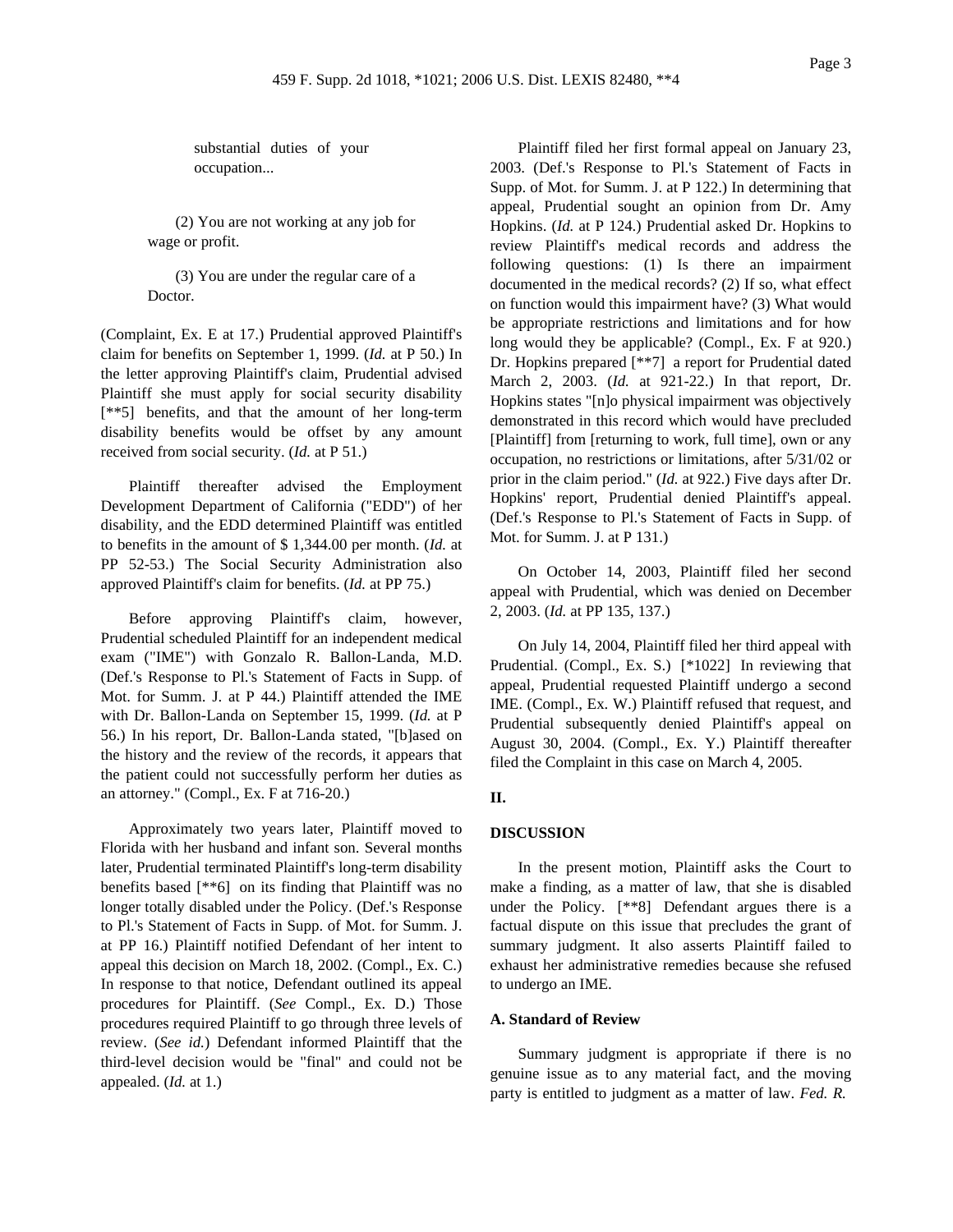substantial duties of your occupation...

(2) You are not working at any job for wage or profit.

(3) You are under the regular care of a Doctor.

(Complaint, Ex. E at 17.) Prudential approved Plaintiff's claim for benefits on September 1, 1999. (*Id.* at P 50.) In the letter approving Plaintiff's claim, Prudential advised Plaintiff she must apply for social security disability [**5] benefits, and that the amount of her long-term disability benefits would be offset by any amount received from social security. (*Id.* at P 51.)

Plaintiff thereafter advised the Employment Development Department of California ("EDD") of her disability, and the EDD determined Plaintiff was entitled to benefits in the amount of $ 1,344.00 per month. (*Id.* at PP 52-53.) The Social Security Administration also approved Plaintiff's claim for benefits. (*Id.* at PP 75.)

Before approving Plaintiff's claim, however, Prudential scheduled Plaintiff for an independent medical exam ("IME") with Gonzalo R. Ballon-Landa, M.D. (Def.'s Response to Pl.'s Statement of Facts in Supp. of Mot. for Summ. J. at P 44.) Plaintiff attended the IME with Dr. Ballon-Landa on September 15, 1999. (*Id.* at P 56.) In his report, Dr. Ballon-Landa stated, "[b]ased on the history and the review of the records, it appears that the patient could not successfully perform her duties as an attorney." (Compl., Ex. F at 716-20.)

Approximately two years later, Plaintiff moved to Florida with her husband and infant son. Several months later, Prudential terminated Plaintiff's long-term disability benefits based [**6] on its finding that Plaintiff was no longer totally disabled under the Policy. (Def.'s Response to Pl.'s Statement of Facts in Supp. of Mot. for Summ. J. at PP 16.) Plaintiff notified Defendant of her intent to appeal this decision on March 18, 2002. (Compl., Ex. C.) In response to that notice, Defendant outlined its appeal procedures for Plaintiff. (*See* Compl., Ex. D.) Those procedures required Plaintiff to go through three levels of review. (*See id.*) Defendant informed Plaintiff that the third-level decision would be "final" and could not be appealed. (*Id.* at 1.)

Plaintiff filed her first formal appeal on January 23, 2003. (Def.'s Response to Pl.'s Statement of Facts in Supp. of Mot. for Summ. J. at P 122.) In determining that appeal, Prudential sought an opinion from Dr. Amy Hopkins. (*Id.* at P 124.) Prudential asked Dr. Hopkins to review Plaintiff's medical records and address the following questions: (1) Is there an impairment documented in the medical records? (2) If so, what effect on function would this impairment have? (3) What would be appropriate restrictions and limitations and for how long would they be applicable? (Compl., Ex. F at 920.) Dr. Hopkins prepared [**7] a report for Prudential dated March 2, 2003. (*Id.* at 921-22.) In that report, Dr. Hopkins states "[n]o physical impairment was objectively demonstrated in this record which would have precluded [Plaintiff] from [returning to work, full time], own or any occupation, no restrictions or limitations, after 5/31/02 or prior in the claim period." (*Id.* at 922.) Five days after Dr. Hopkins' report, Prudential denied Plaintiff's appeal. (Def.'s Response to Pl.'s Statement of Facts in Supp. of Mot. for Summ. J. at P 131.)

On October 14, 2003, Plaintiff filed her second appeal with Prudential, which was denied on December 2, 2003. (*Id.* at PP 135, 137.)

On July 14, 2004, Plaintiff filed her third appeal with Prudential. (Compl., Ex. S.) [*1022] In reviewing that appeal, Prudential requested Plaintiff undergo a second IME. (Compl., Ex. W.) Plaintiff refused that request, and Prudential subsequently denied Plaintiff's appeal on August 30, 2004. (Compl., Ex. Y.) Plaintiff thereafter filed the Complaint in this case on March 4, 2005.

## II.

## DISCUSSION

In the present motion, Plaintiff asks the Court to make a finding, as a matter of law, that she is disabled under the Policy. [**8] Defendant argues there is a factual dispute on this issue that precludes the grant of summary judgment. It also asserts Plaintiff failed to exhaust her administrative remedies because she refused to undergo an IME.

### A. Standard of Review

Summary judgment is appropriate if there is no genuine issue as to any material fact, and the moving party is entitled to judgment as a matter of law. *Fed. R.*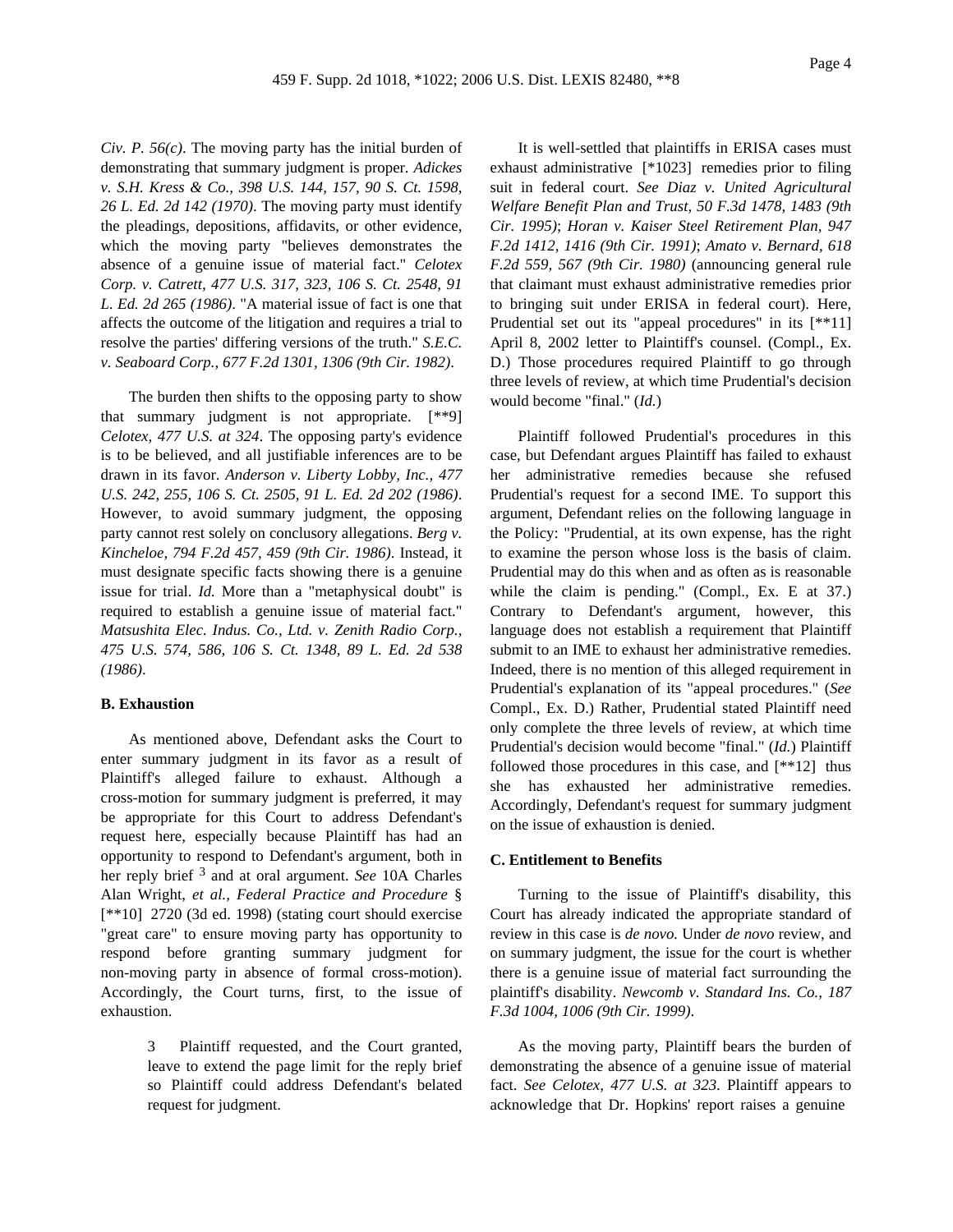*Civ. P. 56(c)*. The moving party has the initial burden of demonstrating that summary judgment is proper. *Adickes v. S.H. Kress & Co., 398 U.S. 144, 157, 90 S. Ct. 1598, 26 L. Ed. 2d 142 (1970)*. The moving party must identify the pleadings, depositions, affidavits, or other evidence, which the moving party "believes demonstrates the absence of a genuine issue of material fact." *Celotex Corp. v. Catrett, 477 U.S. 317, 323, 106 S. Ct. 2548, 91 L. Ed. 2d 265 (1986)*. "A material issue of fact is one that affects the outcome of the litigation and requires a trial to resolve the parties' differing versions of the truth." *S.E.C. v. Seaboard Corp., 677 F.2d 1301, 1306 (9th Cir. 1982)*.

The burden then shifts to the opposing party to show that summary judgment is not appropriate. [**9] *Celotex, 477 U.S. at 324*. The opposing party's evidence is to be believed, and all justifiable inferences are to be drawn in its favor. *Anderson v. Liberty Lobby, Inc., 477 U.S. 242, 255, 106 S. Ct. 2505, 91 L. Ed. 2d 202 (1986)*. However, to avoid summary judgment, the opposing party cannot rest solely on conclusory allegations. *Berg v. Kincheloe, 794 F.2d 457, 459 (9th Cir. 1986)*. Instead, it must designate specific facts showing there is a genuine issue for trial. *Id.* More than a "metaphysical doubt" is required to establish a genuine issue of material fact." *Matsushita Elec. Indus. Co., Ltd. v. Zenith Radio Corp., 475 U.S. 574, 586, 106 S. Ct. 1348, 89 L. Ed. 2d 538 (1986)*.

**B. Exhaustion**

As mentioned above, Defendant asks the Court to enter summary judgment in its favor as a result of Plaintiff's alleged failure to exhaust. Although a cross-motion for summary judgment is preferred, it may be appropriate for this Court to address Defendant's request here, especially because Plaintiff has had an opportunity to respond to Defendant's argument, both in her reply brief [3] and at oral argument. *See* 10A Charles Alan Wright, *et al.*, *Federal Practice and Procedure* § [**10] 2720 (3d ed. 1998) (stating court should exercise "great care" to ensure moving party has opportunity to respond before granting summary judgment for non-moving party in absence of formal cross-motion). Accordingly, the Court turns, first, to the issue of exhaustion.

> 3 Plaintiff requested, and the Court granted, leave to extend the page limit for the reply brief so Plaintiff could address Defendant's belated request for judgment.

It is well-settled that plaintiffs in ERISA cases must exhaust administrative [*1023] remedies prior to filing suit in federal court. *See Diaz v. United Agricultural Welfare Benefit Plan and Trust, 50 F.3d 1478, 1483 (9th Cir. 1995)*; *Horan v. Kaiser Steel Retirement Plan, 947 F.2d 1412, 1416 (9th Cir. 1991)*; *Amato v. Bernard, 618 F.2d 559, 567 (9th Cir. 1980)* (announcing general rule that claimant must exhaust administrative remedies prior to bringing suit under ERISA in federal court). Here, Prudential set out its "appeal procedures" in its [**11] April 8, 2002 letter to Plaintiff's counsel. (Compl., Ex. D.) Those procedures required Plaintiff to go through three levels of review, at which time Prudential's decision would become "final." (*Id.*)

Plaintiff followed Prudential's procedures in this case, but Defendant argues Plaintiff has failed to exhaust her administrative remedies because she refused Prudential's request for a second IME. To support this argument, Defendant relies on the following language in the Policy: "Prudential, at its own expense, has the right to examine the person whose loss is the basis of claim. Prudential may do this when and as often as is reasonable while the claim is pending." (Compl., Ex. E at 37.) Contrary to Defendant's argument, however, this language does not establish a requirement that Plaintiff submit to an IME to exhaust her administrative remedies. Indeed, there is no mention of this alleged requirement in Prudential's explanation of its "appeal procedures." (*See* Compl., Ex. D.) Rather, Prudential stated Plaintiff need only complete the three levels of review, at which time Prudential's decision would become "final." (*Id.*) Plaintiff followed those procedures in this case, and [**12] thus she has exhausted her administrative remedies. Accordingly, Defendant's request for summary judgment on the issue of exhaustion is denied.

**C. Entitlement to Benefits**

Turning to the issue of Plaintiff's disability, this Court has already indicated the appropriate standard of review in this case is *de novo.* Under *de novo* review, and on summary judgment, the issue for the court is whether there is a genuine issue of material fact surrounding the plaintiff's disability. *Newcomb v. Standard Ins. Co., 187 F.3d 1004, 1006 (9th Cir. 1999)*.

As the moving party, Plaintiff bears the burden of demonstrating the absence of a genuine issue of material fact. *See Celotex, 477 U.S. at 323*. Plaintiff appears to acknowledge that Dr. Hopkins' report raises a genuine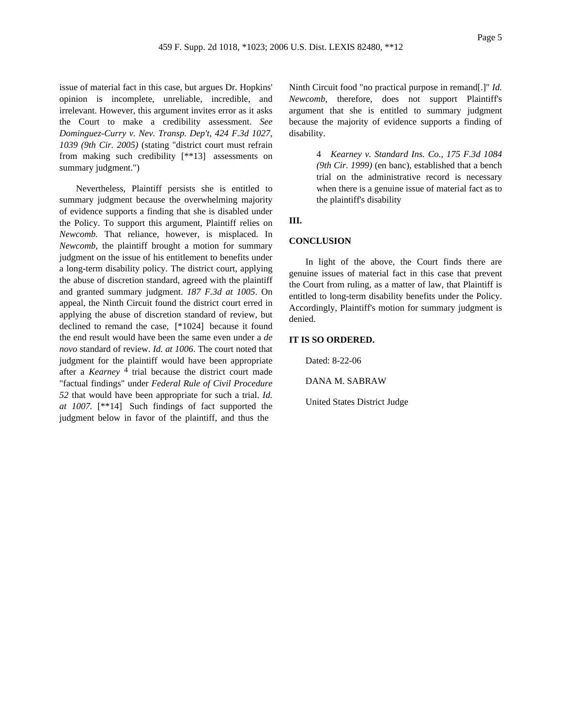issue of material fact in this case, but argues Dr. Hopkins' opinion is incomplete, unreliable, incredible, and irrelevant. However, this argument invites error as it asks the Court to make a credibility assessment. *See Dominguez-Curry v. Nev. Transp. Dep't, 424 F.3d 1027, 1039 (9th Cir. 2005)* (stating "district court must refrain from making such credibility [**13] assessments on summary judgment.")

Nevertheless, Plaintiff persists she is entitled to summary judgment because the overwhelming majority of evidence supports a finding that she is disabled under the Policy. To support this argument, Plaintiff relies on *Newcomb.* That reliance, however, is misplaced. In *Newcomb,* the plaintiff brought a motion for summary judgment on the issue of his entitlement to benefits under a long-term disability policy. The district court, applying the abuse of discretion standard, agreed with the plaintiff and granted summary judgment. *187 F.3d at 1005*. On appeal, the Ninth Circuit found the district court erred in applying the abuse of discretion standard of review, but declined to remand the case, [*1024] because it found the end result would have been the same even under a *de novo* standard of review. *Id. at 1006*. The court noted that judgment for the plaintiff would have been appropriate after a *Kearney* [4] trial because the district court made "factual findings" under *Federal Rule of Civil Procedure 52* that would have been appropriate for such a trial. *Id. at 1007.* [**14] Such findings of fact supported the judgment below in favor of the plaintiff, and thus the Ninth Circuit food "no practical purpose in remand[.]" *Id. Newcomb,* therefore, does not support Plaintiff's argument that she is entitled to summary judgment because the majority of evidence supports a finding of disability.

4 *Kearney v. Standard Ins. Co., 175 F.3d 1084 (9th Cir. 1999)* (en banc), established that a bench trial on the administrative record is necessary when there is a genuine issue of material fact as to the plaintiff's disability

**III.**

**CONCLUSION**

In light of the above, the Court finds there are genuine issues of material fact in this case that prevent the Court from ruling, as a matter of law, that Plaintiff is entitled to long-term disability benefits under the Policy. Accordingly, Plaintiff's motion for summary judgment is denied.

**IT IS SO ORDERED.**

Dated: 8-22-06

DANA M. SABRAW

United States District Judge